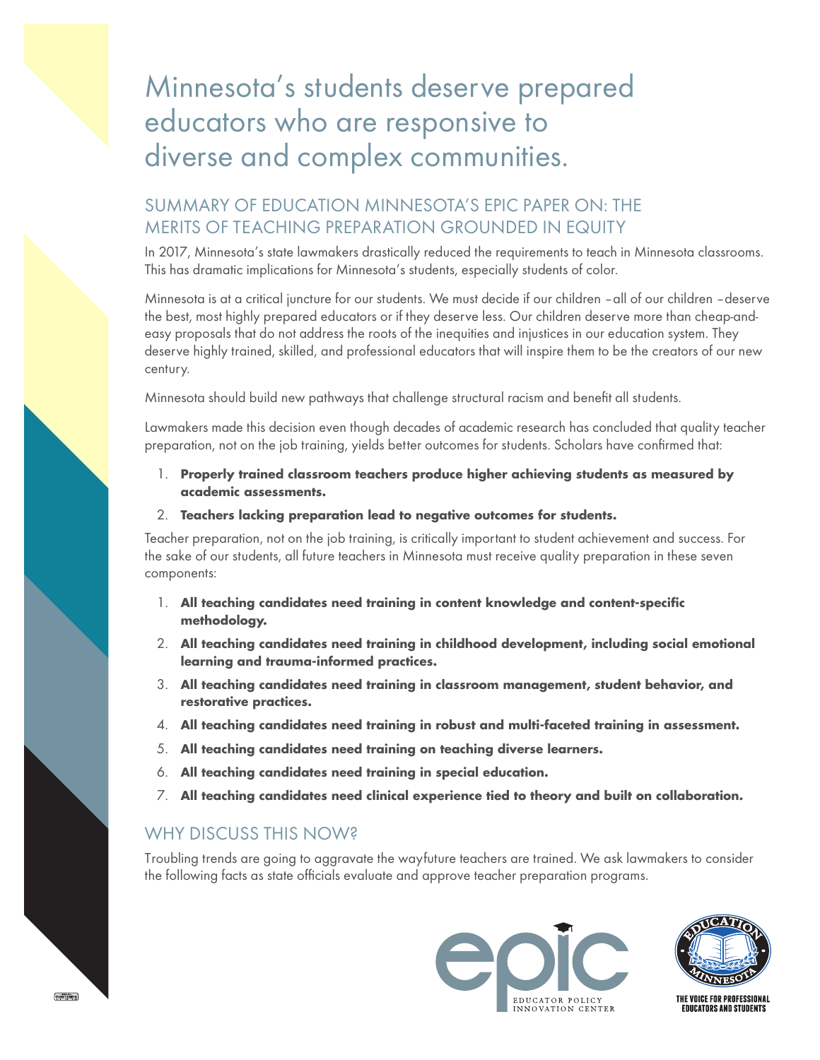# Minnesota's students deserve prepared educators who are responsive to diverse and complex communities.

## SUMMARY OF EDUCATION MINNESOTA'S EPIC PAPER ON: THE MERITS OF TEACHING PREPARATION GROUNDED IN EQUITY

In 2017, Minnesota's state lawmakers drastically reduced the requirements to teach in Minnesota classrooms. This has dramatic implications for Minnesota's students, especially students of color.

Minnesota is at a critical juncture for our students. We must decide if our children – all of our children – deserve the best, most highly prepared educators or if they deserve less. Our children deserve more than cheap-and-easy proposals that do not address the roots of the inequities and injustices in our education system. They deserve highly trained, skilled, and professional educators that will inspire them to be the creators of our new century.

Minnesota should build new pathways that challenge structural racism and benefit all students.

Lawmakers made this decision even though decades of academic research has concluded that quality teacher preparation, not on the job training, yields better outcomes for students. Scholars have confirmed that:

1. **Properly trained classroom teachers produce higher achieving students as measured by academic assessments.**
2. **Teachers lacking preparation lead to negative outcomes for students.**

Teacher preparation, not on the job training, is critically important to student achievement and success. For the sake of our students, all future teachers in Minnesota must receive quality preparation in these seven components:

1. **All teaching candidates need training in content knowledge and content-specific methodology.**
2. **All teaching candidates need training in childhood development, including social emotional learning and trauma-informed practices.**
3. **All teaching candidates need training in classroom management, student behavior, and restorative practices.**
4. **All teaching candidates need training in robust and multi-faceted training in assessment.**
5. **All teaching candidates need training on teaching diverse learners.**
6. **All teaching candidates need training in special education.**
7. **All teaching candidates need clinical experience tied to theory and built on collaboration.**

## WHY DISCUSS THIS NOW?

Troubling trends are going to aggravate the wayfuture teachers are trained. We ask lawmakers to consider the following facts as state officials evaluate and approve teacher preparation programs.

EPIC EDUCATOR POLICY INNOVATION CENTER

EDUCATION MINNESOTA — THE VOICE FOR PROFESSIONAL EDUCATORS AND STUDENTS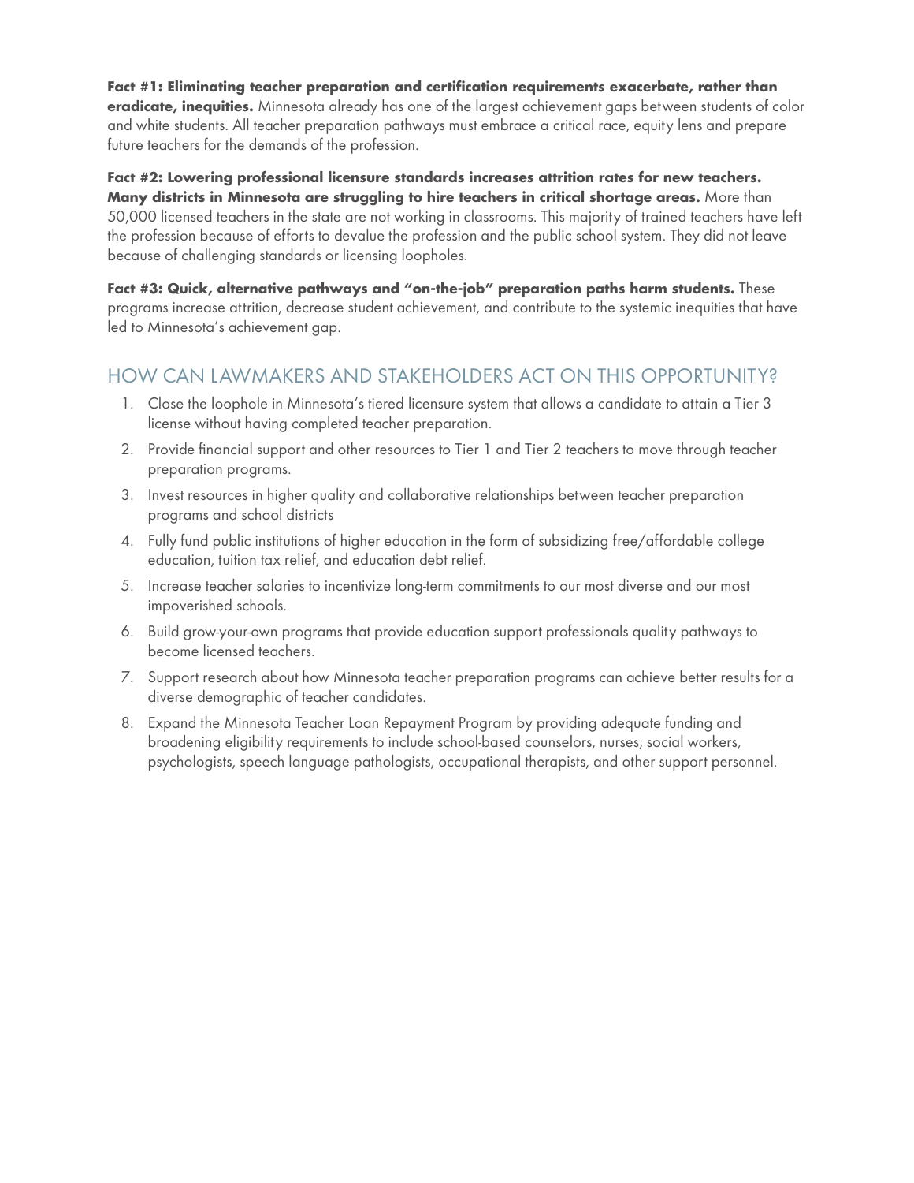**Fact #1: Eliminating teacher preparation and certification requirements exacerbate, rather than eradicate, inequities.** Minnesota already has one of the largest achievement gaps between students of color and white students. All teacher preparation pathways must embrace a critical race, equity lens and prepare future teachers for the demands of the profession.

**Fact #2: Lowering professional licensure standards increases attrition rates for new teachers. Many districts in Minnesota are struggling to hire teachers in critical shortage areas.** More than 50,000 licensed teachers in the state are not working in classrooms. This majority of trained teachers have left the profession because of efforts to devalue the profession and the public school system. They did not leave because of challenging standards or licensing loopholes.

**Fact #3: Quick, alternative pathways and "on-the-job" preparation paths harm students.** These programs increase attrition, decrease student achievement, and contribute to the systemic inequities that have led to Minnesota's achievement gap.

## HOW CAN LAWMAKERS AND STAKEHOLDERS ACT ON THIS OPPORTUNITY?

1. Close the loophole in Minnesota's tiered licensure system that allows a candidate to attain a Tier 3 license without having completed teacher preparation.
2. Provide financial support and other resources to Tier 1 and Tier 2 teachers to move through teacher preparation programs.
3. Invest resources in higher quality and collaborative relationships between teacher preparation programs and school districts
4. Fully fund public institutions of higher education in the form of subsidizing free/affordable college education, tuition tax relief, and education debt relief.
5. Increase teacher salaries to incentivize long-term commitments to our most diverse and our most impoverished schools.
6. Build grow-your-own programs that provide education support professionals quality pathways to become licensed teachers.
7. Support research about how Minnesota teacher preparation programs can achieve better results for a diverse demographic of teacher candidates.
8. Expand the Minnesota Teacher Loan Repayment Program by providing adequate funding and broadening eligibility requirements to include school-based counselors, nurses, social workers, psychologists, speech language pathologists, occupational therapists, and other support personnel.